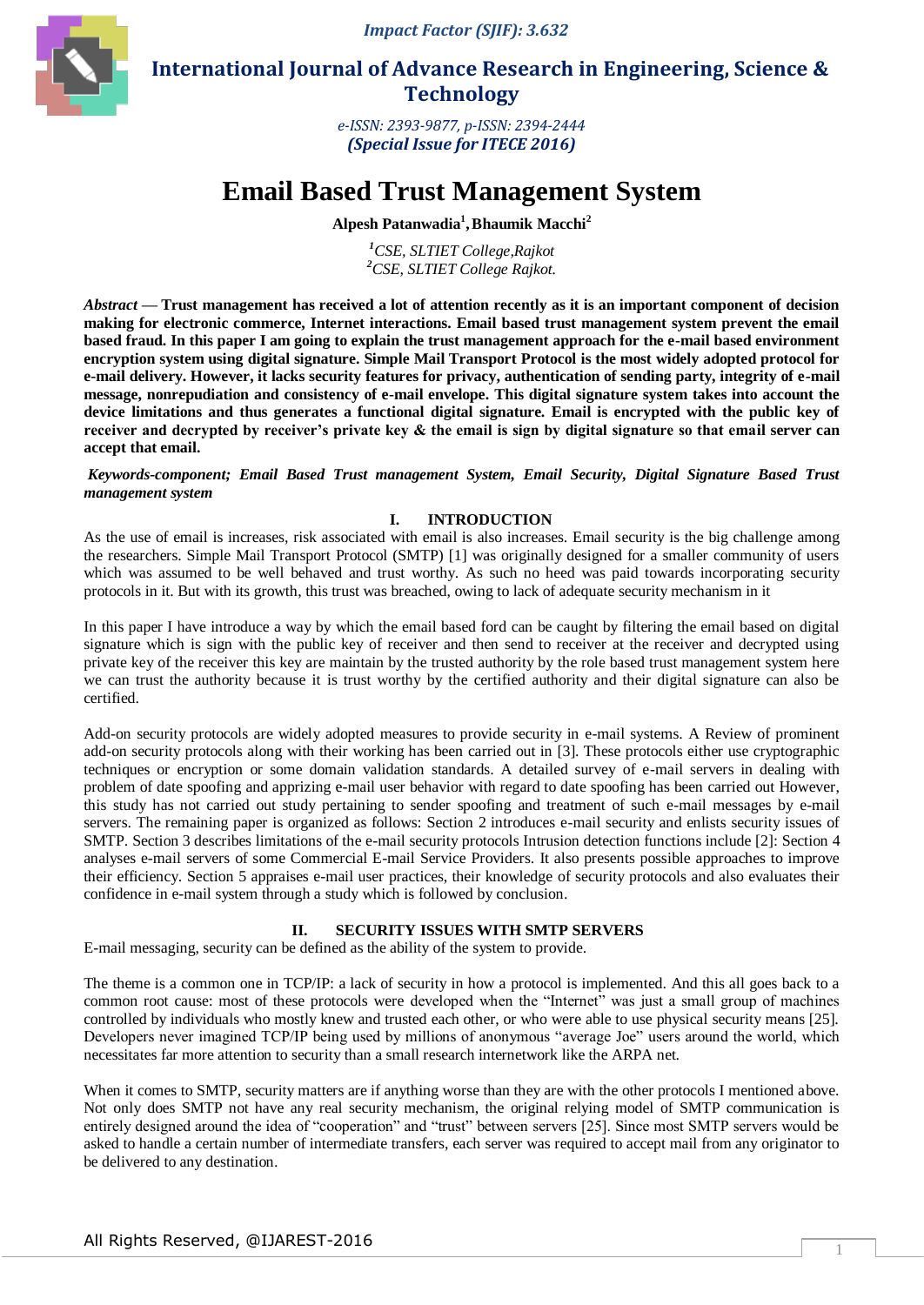Impact Factor (SJIF): 3.632

International Journal of Advance Research in Engineering, Science & Technology

e-ISSN: 2393-9877, p-ISSN: 2394-2444
**(Special Issue for ITECE 2016)**

# Email Based Trust Management System

**Alpesh Patanwadia[1], Bhaumik Macchi[2]**

[1]CSE, SLTIET College,Rajkot
[2]CSE, SLTIET College Rajkot.

***Abstract* — Trust management has received a lot of attention recently as it is an important component of decision making for electronic commerce, Internet interactions. Email based trust management system prevent the email based fraud. In this paper I am going to explain the trust management approach for the e-mail based environment encryption system using digital signature. Simple Mail Transport Protocol is the most widely adopted protocol for e-mail delivery. However, it lacks security features for privacy, authentication of sending party, integrity of e-mail message, nonrepudiation and consistency of e-mail envelope. This digital signature system takes into account the device limitations and thus generates a functional digital signature. Email is encrypted with the public key of receiver and decrypted by receiver's private key & the email is sign by digital signature so that email server can accept that email.**

*Keywords-component; Email Based Trust management System, Email Security, Digital Signature Based Trust management system*

## I. INTRODUCTION

As the use of email is increases, risk associated with email is also increases. Email security is the big challenge among the researchers. Simple Mail Transport Protocol (SMTP) [1] was originally designed for a smaller community of users which was assumed to be well behaved and trust worthy. As such no heed was paid towards incorporating security protocols in it. But with its growth, this trust was breached, owing to lack of adequate security mechanism in it

In this paper I have introduce a way by which the email based ford can be caught by filtering the email based on digital signature which is sign with the public key of receiver and then send to receiver at the receiver and decrypted using private key of the receiver this key are maintain by the trusted authority by the role based trust management system here we can trust the authority because it is trust worthy by the certified authority and their digital signature can also be certified.

Add-on security protocols are widely adopted measures to provide security in e-mail systems. A Review of prominent add-on security protocols along with their working has been carried out in [3]. These protocols either use cryptographic techniques or encryption or some domain validation standards. A detailed survey of e-mail servers in dealing with problem of date spoofing and apprizing e-mail user behavior with regard to date spoofing has been carried out However, this study has not carried out study pertaining to sender spoofing and treatment of such e-mail messages by e-mail servers. The remaining paper is organized as follows: Section 2 introduces e-mail security and enlists security issues of SMTP. Section 3 describes limitations of the e-mail security protocols Intrusion detection functions include [2]: Section 4 analyses e-mail servers of some Commercial E-mail Service Providers. It also presents possible approaches to improve their efficiency. Section 5 appraises e-mail user practices, their knowledge of security protocols and also evaluates their confidence in e-mail system through a study which is followed by conclusion.

## II. SECURITY ISSUES WITH SMTP SERVERS

E-mail messaging, security can be defined as the ability of the system to provide.

The theme is a common one in TCP/IP: a lack of security in how a protocol is implemented. And this all goes back to a common root cause: most of these protocols were developed when the "Internet" was just a small group of machines controlled by individuals who mostly knew and trusted each other, or who were able to use physical security means [25]. Developers never imagined TCP/IP being used by millions of anonymous "average Joe" users around the world, which necessitates far more attention to security than a small research internetwork like the ARPA net.

When it comes to SMTP, security matters are if anything worse than they are with the other protocols I mentioned above. Not only does SMTP not have any real security mechanism, the original relying model of SMTP communication is entirely designed around the idea of "cooperation" and "trust" between servers [25]. Since most SMTP servers would be asked to handle a certain number of intermediate transfers, each server was required to accept mail from any originator to be delivered to any destination.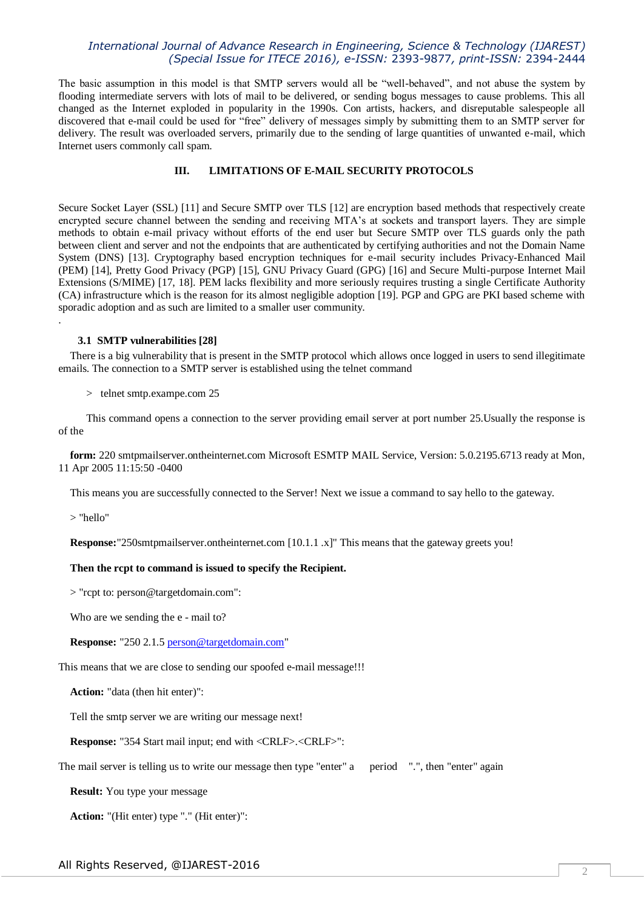The basic assumption in this model is that SMTP servers would all be "well-behaved", and not abuse the system by flooding intermediate servers with lots of mail to be delivered, or sending bogus messages to cause problems. This all changed as the Internet exploded in popularity in the 1990s. Con artists, hackers, and disreputable salespeople all discovered that e-mail could be used for "free" delivery of messages simply by submitting them to an SMTP server for delivery. The result was overloaded servers, primarily due to the sending of large quantities of unwanted e-mail, which Internet users commonly call spam.

## III. LIMITATIONS OF E-MAIL SECURITY PROTOCOLS

Secure Socket Layer (SSL) [11] and Secure SMTP over TLS [12] are encryption based methods that respectively create encrypted secure channel between the sending and receiving MTA's at sockets and transport layers. They are simple methods to obtain e-mail privacy without efforts of the end user but Secure SMTP over TLS guards only the path between client and server and not the endpoints that are authenticated by certifying authorities and not the Domain Name System (DNS) [13]. Cryptography based encryption techniques for e-mail security includes Privacy-Enhanced Mail (PEM) [14], Pretty Good Privacy (PGP) [15], GNU Privacy Guard (GPG) [16] and Secure Multi-purpose Internet Mail Extensions (S/MIME) [17, 18]. PEM lacks flexibility and more seriously requires trusting a single Certificate Authority (CA) infrastructure which is the reason for its almost negligible adoption [19]. PGP and GPG are PKI based scheme with sporadic adoption and as such are limited to a smaller user community.

.

### 3.1 SMTP vulnerabilities [28]

There is a big vulnerability that is present in the SMTP protocol which allows once logged in users to send illegitimate emails. The connection to a SMTP server is established using the telnet command

> telnet smtp.exampe.com 25

This command opens a connection to the server providing email server at port number 25.Usually the response is of the

**form:** 220 smtpmailserver.ontheinternet.com Microsoft ESMTP MAIL Service, Version: 5.0.2195.6713 ready at Mon, 11 Apr 2005 11:15:50 -0400

This means you are successfully connected to the Server! Next we issue a command to say hello to the gateway.

> "hello"

**Response:**"250smtpmailserver.ontheinternet.com [10.1.1 .x]" This means that the gateway greets you!

**Then the rcpt to command is issued to specify the Recipient.**

> "rcpt to: person@targetdomain.com":

Who are we sending the e - mail to?

**Response:** "250 2.1.5 person@targetdomain.com"

This means that we are close to sending our spoofed e-mail message!!!

**Action:** "data (then hit enter)":

Tell the smtp server we are writing our message next!

**Response:** "354 Start mail input; end with <CRLF>.<CRLF>":

The mail server is telling us to write our message then type "enter" a period ".", then "enter" again

**Result:** You type your message

**Action:** "(Hit enter) type "." (Hit enter)":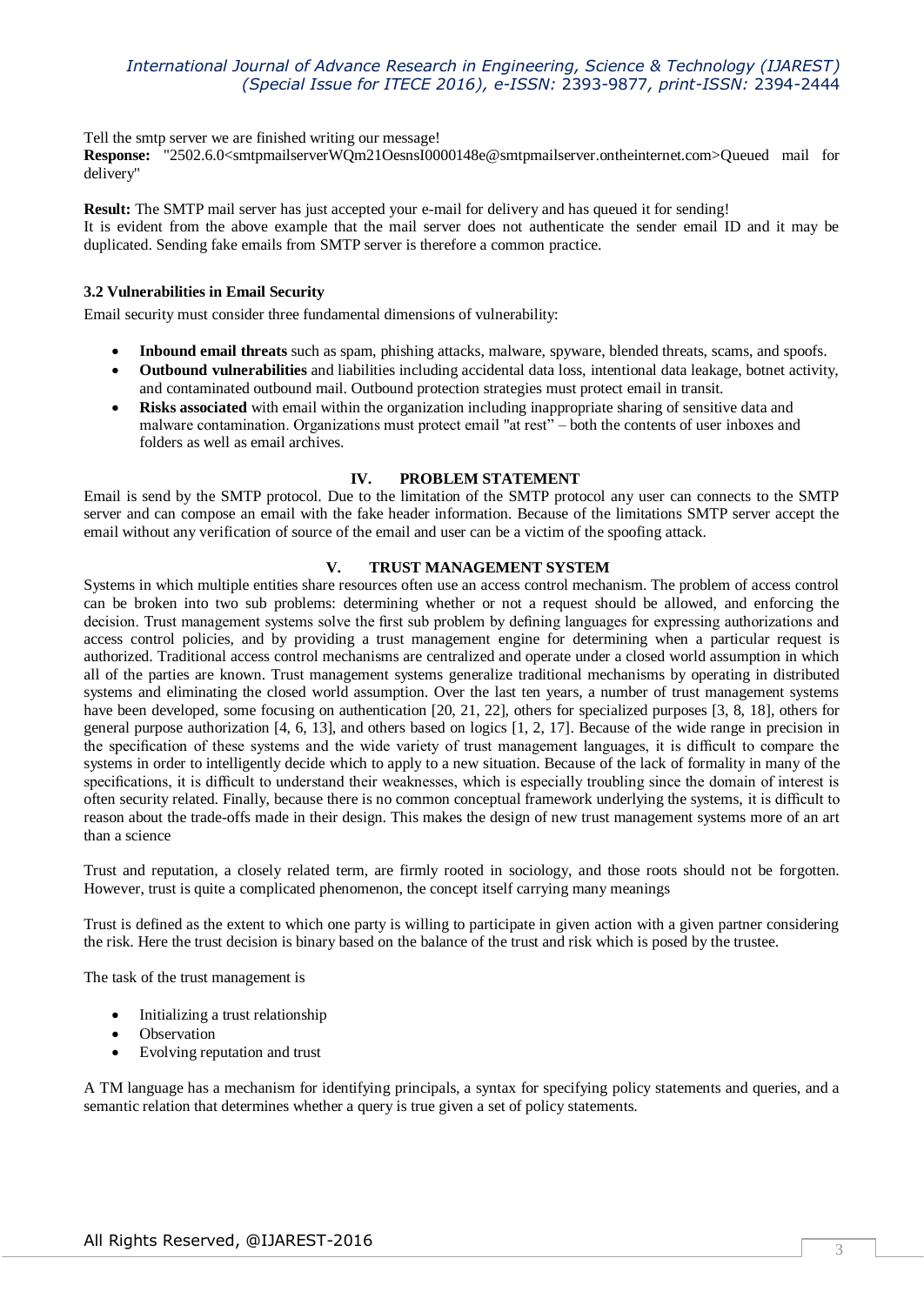Tell the smtp server we are finished writing our message!
**Response:** "2502.6.0<smtpmailserverWQm21OesnsI0000148e@smtpmailserver.ontheinternet.com>Queued mail for delivery"

**Result:** The SMTP mail server has just accepted your e-mail for delivery and has queued it for sending!
It is evident from the above example that the mail server does not authenticate the sender email ID and it may be duplicated. Sending fake emails from SMTP server is therefore a common practice.

### 3.2 Vulnerabilities in Email Security

Email security must consider three fundamental dimensions of vulnerability:

- **Inbound email threats** such as spam, phishing attacks, malware, spyware, blended threats, scams, and spoofs.
- **Outbound vulnerabilities** and liabilities including accidental data loss, intentional data leakage, botnet activity, and contaminated outbound mail. Outbound protection strategies must protect email in transit.
- **Risks associated** with email within the organization including inappropriate sharing of sensitive data and malware contamination. Organizations must protect email "at rest" – both the contents of user inboxes and folders as well as email archives.

## IV. PROBLEM STATEMENT

Email is send by the SMTP protocol. Due to the limitation of the SMTP protocol any user can connects to the SMTP server and can compose an email with the fake header information. Because of the limitations SMTP server accept the email without any verification of source of the email and user can be a victim of the spoofing attack.

## V. TRUST MANAGEMENT SYSTEM

Systems in which multiple entities share resources often use an access control mechanism. The problem of access control can be broken into two sub problems: determining whether or not a request should be allowed, and enforcing the decision. Trust management systems solve the first sub problem by defining languages for expressing authorizations and access control policies, and by providing a trust management engine for determining when a particular request is authorized. Traditional access control mechanisms are centralized and operate under a closed world assumption in which all of the parties are known. Trust management systems generalize traditional mechanisms by operating in distributed systems and eliminating the closed world assumption. Over the last ten years, a number of trust management systems have been developed, some focusing on authentication [20, 21, 22], others for specialized purposes [3, 8, 18], others for general purpose authorization [4, 6, 13], and others based on logics [1, 2, 17]. Because of the wide range in precision in the specification of these systems and the wide variety of trust management languages, it is difficult to compare the systems in order to intelligently decide which to apply to a new situation. Because of the lack of formality in many of the specifications, it is difficult to understand their weaknesses, which is especially troubling since the domain of interest is often security related. Finally, because there is no common conceptual framework underlying the systems, it is difficult to reason about the trade-offs made in their design. This makes the design of new trust management systems more of an art than a science

Trust and reputation, a closely related term, are firmly rooted in sociology, and those roots should not be forgotten. However, trust is quite a complicated phenomenon, the concept itself carrying many meanings

Trust is defined as the extent to which one party is willing to participate in given action with a given partner considering the risk. Here the trust decision is binary based on the balance of the trust and risk which is posed by the trustee.

The task of the trust management is

- Initializing a trust relationship
- Observation
- Evolving reputation and trust

A TM language has a mechanism for identifying principals, a syntax for specifying policy statements and queries, and a semantic relation that determines whether a query is true given a set of policy statements.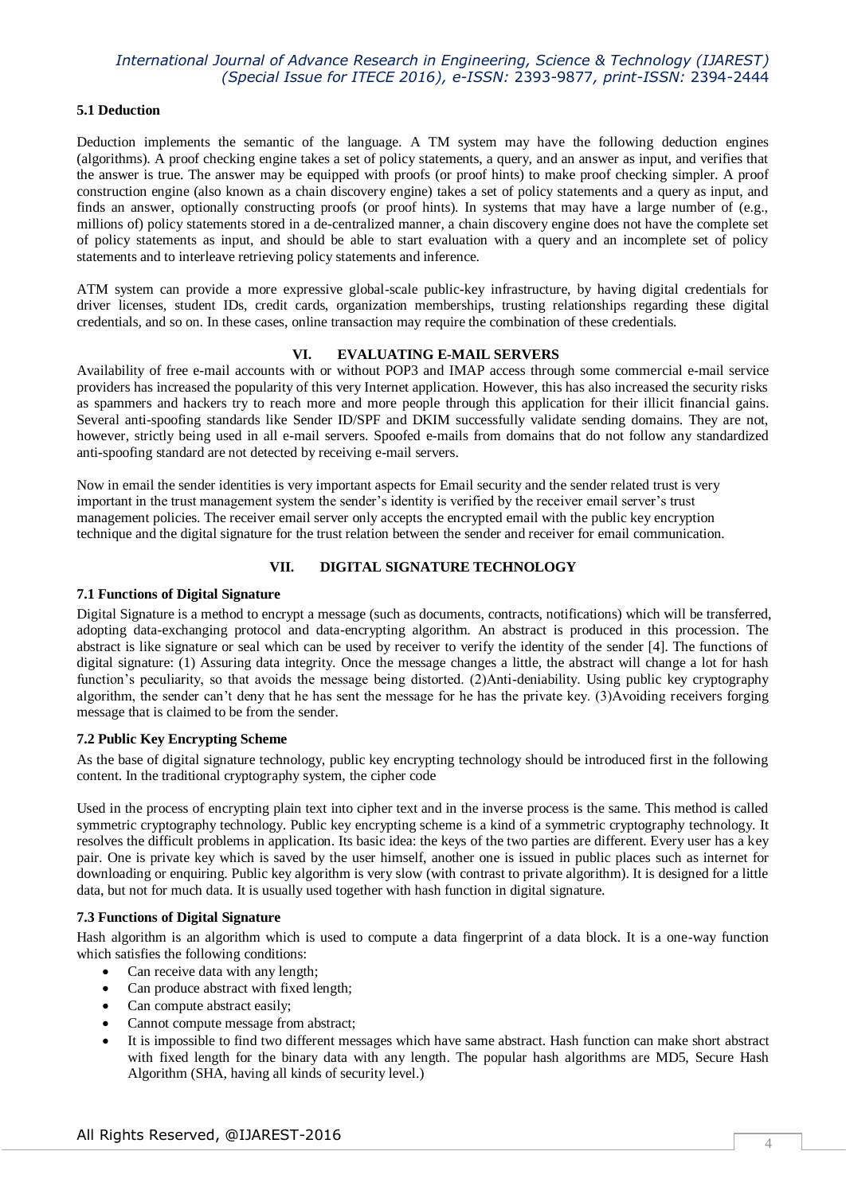### 5.1 Deduction

Deduction implements the semantic of the language. A TM system may have the following deduction engines (algorithms). A proof checking engine takes a set of policy statements, a query, and an answer as input, and verifies that the answer is true. The answer may be equipped with proofs (or proof hints) to make proof checking simpler. A proof construction engine (also known as a chain discovery engine) takes a set of policy statements and a query as input, and finds an answer, optionally constructing proofs (or proof hints). In systems that may have a large number of (e.g., millions of) policy statements stored in a de-centralized manner, a chain discovery engine does not have the complete set of policy statements as input, and should be able to start evaluation with a query and an incomplete set of policy statements and to interleave retrieving policy statements and inference.

ATM system can provide a more expressive global-scale public-key infrastructure, by having digital credentials for driver licenses, student IDs, credit cards, organization memberships, trusting relationships regarding these digital credentials, and so on. In these cases, online transaction may require the combination of these credentials.

## VI. EVALUATING E-MAIL SERVERS

Availability of free e-mail accounts with or without POP3 and IMAP access through some commercial e-mail service providers has increased the popularity of this very Internet application. However, this has also increased the security risks as spammers and hackers try to reach more and more people through this application for their illicit financial gains. Several anti-spoofing standards like Sender ID/SPF and DKIM successfully validate sending domains. They are not, however, strictly being used in all e-mail servers. Spoofed e-mails from domains that do not follow any standardized anti-spoofing standard are not detected by receiving e-mail servers.

Now in email the sender identities is very important aspects for Email security and the sender related trust is very important in the trust management system the sender's identity is verified by the receiver email server's trust management policies. The receiver email server only accepts the encrypted email with the public key encryption technique and the digital signature for the trust relation between the sender and receiver for email communication.

## VII. DIGITAL SIGNATURE TECHNOLOGY

### 7.1 Functions of Digital Signature

Digital Signature is a method to encrypt a message (such as documents, contracts, notifications) which will be transferred, adopting data-exchanging protocol and data-encrypting algorithm. An abstract is produced in this procession. The abstract is like signature or seal which can be used by receiver to verify the identity of the sender [4]. The functions of digital signature: (1) Assuring data integrity. Once the message changes a little, the abstract will change a lot for hash function's peculiarity, so that avoids the message being distorted. (2)Anti-deniability. Using public key cryptography algorithm, the sender can't deny that he has sent the message for he has the private key. (3)Avoiding receivers forging message that is claimed to be from the sender.

### 7.2 Public Key Encrypting Scheme

As the base of digital signature technology, public key encrypting technology should be introduced first in the following content. In the traditional cryptography system, the cipher code

Used in the process of encrypting plain text into cipher text and in the inverse process is the same. This method is called symmetric cryptography technology. Public key encrypting scheme is a kind of a symmetric cryptography technology. It resolves the difficult problems in application. Its basic idea: the keys of the two parties are different. Every user has a key pair. One is private key which is saved by the user himself, another one is issued in public places such as internet for downloading or enquiring. Public key algorithm is very slow (with contrast to private algorithm). It is designed for a little data, but not for much data. It is usually used together with hash function in digital signature.

### 7.3 Functions of Digital Signature

Hash algorithm is an algorithm which is used to compute a data fingerprint of a data block. It is a one-way function which satisfies the following conditions:

- Can receive data with any length;
- Can produce abstract with fixed length;
- Can compute abstract easily;
- Cannot compute message from abstract;
- It is impossible to find two different messages which have same abstract. Hash function can make short abstract with fixed length for the binary data with any length. The popular hash algorithms are MD5, Secure Hash Algorithm (SHA, having all kinds of security level.)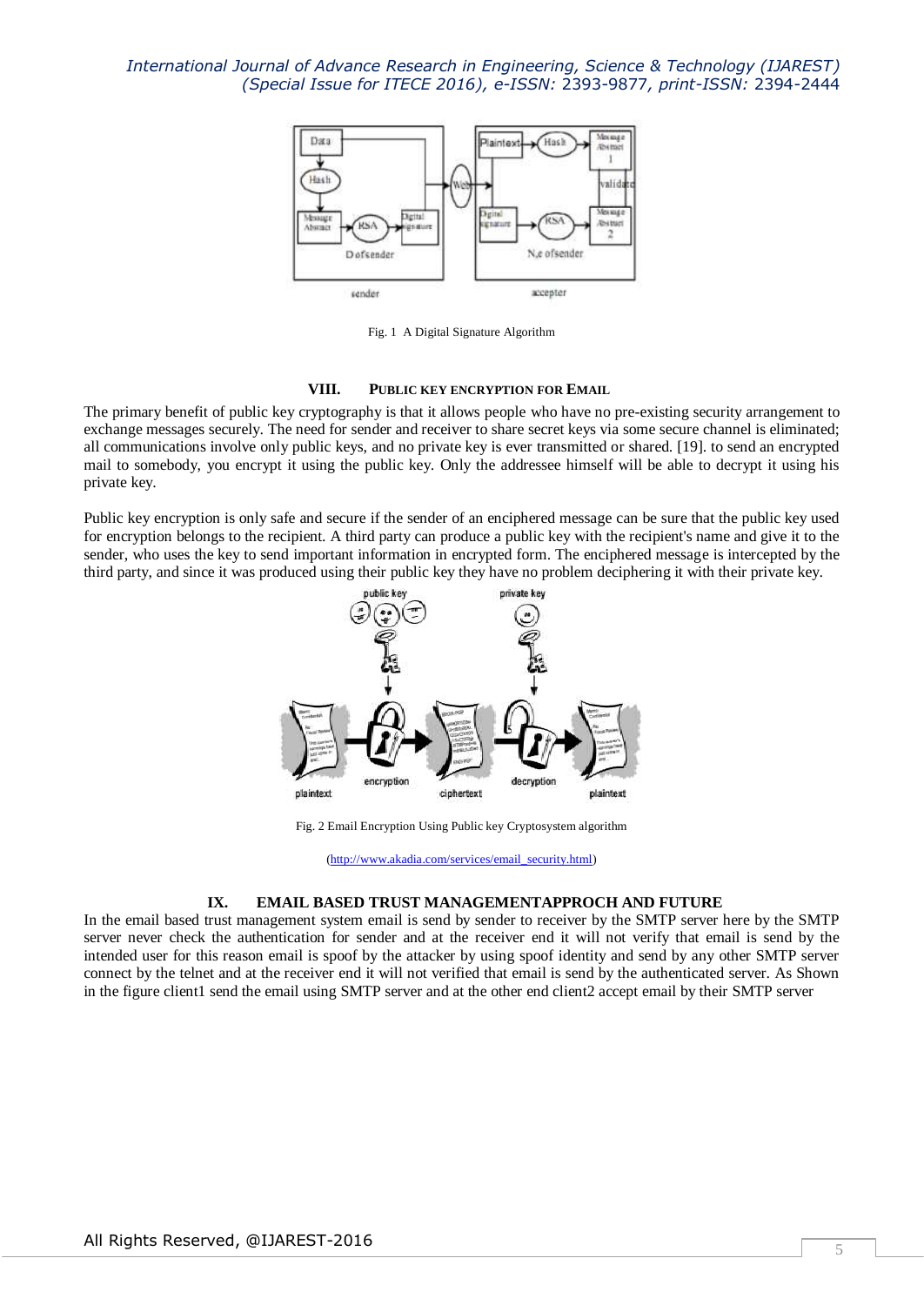Fig. 1 A Digital Signature Algorithm

## VIII. PUBLIC KEY ENCRYPTION FOR EMAIL

The primary benefit of public key cryptography is that it allows people who have no pre-existing security arrangement to exchange messages securely. The need for sender and receiver to share secret keys via some secure channel is eliminated; all communications involve only public keys, and no private key is ever transmitted or shared. [19]. to send an encrypted mail to somebody, you encrypt it using the public key. Only the addressee himself will be able to decrypt it using his private key.

Public key encryption is only safe and secure if the sender of an enciphered message can be sure that the public key used for encryption belongs to the recipient. A third party can produce a public key with the recipient's name and give it to the sender, who uses the key to send important information in encrypted form. The enciphered message is intercepted by the third party, and since it was produced using their public key they have no problem deciphering it with their private key.

Fig. 2 Email Encryption Using Public key Cryptosystem algorithm

(http://www.akadia.com/services/email_security.html)

## IX. EMAIL BASED TRUST MANAGEMENTAPPROCH AND FUTURE

In the email based trust management system email is send by sender to receiver by the SMTP server here by the SMTP server never check the authentication for sender and at the receiver end it will not verify that email is send by the intended user for this reason email is spoof by the attacker by using spoof identity and send by any other SMTP server connect by the telnet and at the receiver end it will not verified that email is send by the authenticated server. As Shown in the figure client1 send the email using SMTP server and at the other end client2 accept email by their SMTP server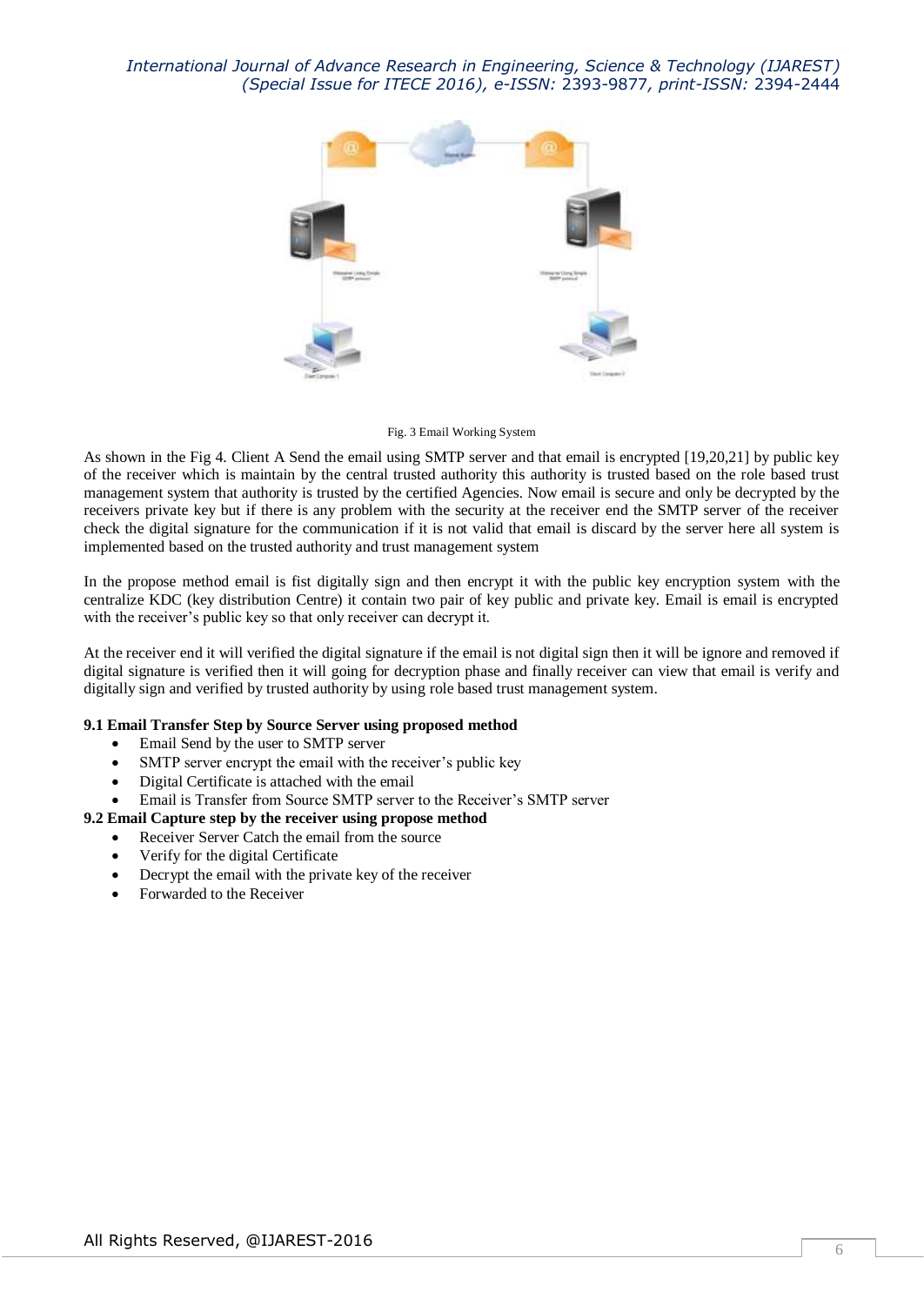Fig. 3 Email Working System

As shown in the Fig 4. Client A Send the email using SMTP server and that email is encrypted [19,20,21] by public key of the receiver which is maintain by the central trusted authority this authority is trusted based on the role based trust management system that authority is trusted by the certified Agencies. Now email is secure and only be decrypted by the receivers private key but if there is any problem with the security at the receiver end the SMTP server of the receiver check the digital signature for the communication if it is not valid that email is discard by the server here all system is implemented based on the trusted authority and trust management system

In the propose method email is fist digitally sign and then encrypt it with the public key encryption system with the centralize KDC (key distribution Centre) it contain two pair of key public and private key. Email is email is encrypted with the receiver's public key so that only receiver can decrypt it.

At the receiver end it will verified the digital signature if the email is not digital sign then it will be ignore and removed if digital signature is verified then it will going for decryption phase and finally receiver can view that email is verify and digitally sign and verified by trusted authority by using role based trust management system.

**9.1 Email Transfer Step by Source Server using proposed method**

- Email Send by the user to SMTP server
- SMTP server encrypt the email with the receiver's public key
- Digital Certificate is attached with the email
- Email is Transfer from Source SMTP server to the Receiver's SMTP server

**9.2 Email Capture step by the receiver using propose method**

- Receiver Server Catch the email from the source
- Verify for the digital Certificate
- Decrypt the email with the private key of the receiver
- Forwarded to the Receiver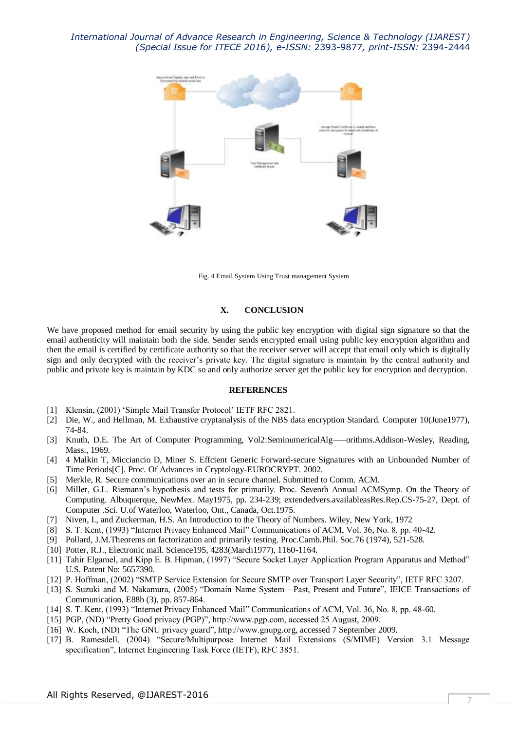Fig. 4 Email System Using Trust management System

## X. CONCLUSION

We have proposed method for email security by using the public key encryption with digital sign signature so that the email authenticity will maintain both the side. Sender sends encrypted email using public key encryption algorithm and then the email is certified by certificate authority so that the receiver server will accept that email only which is digitally sign and only decrypted with the receiver's private key. The digital signature is maintain by the central authority and public and private key is maintain by KDC so and only authorize server get the public key for encryption and decryption.

## REFERENCES

[1] Klensin, (2001) 'Simple Mail Transfer Protocol' IETF RFC 2821.

[2] Die, W., and Hellman, M. Exhaustive cryptanalysis of the NBS data encryption Standard. Computer 10(June1977), 74-84.

[3] Knuth, D.E. The Art of Computer Programming, Vol2:SeminumericalAlg——orithms.Addison-Wesley, Reading, Mass., 1969.

[4] 4 Malkin T, Micciancio D, Miner S. Effcient Generic Forward-secure Signatures with an Unbounded Number of Time Periods[C]. Proc. Of Advances in Cryptology-EUROCRYPT. 2002.

[5] Merkle, R. Secure communications over an in secure channel. Submitted to Comm. ACM.

[6] Miller, G.L. Riemann's hypothesis and tests for primarily. Proc. Seventh Annual ACMSymp. On the Theory of Computing. Albuquerque, NewMex. May1975, pp. 234-239; extendedvers.availableasRes.Rep.CS-75-27, Dept. of Computer .Sci. U.of Waterloo, Waterloo, Ont., Canada, Oct.1975.

[7] Niven, I., and Zuckerman, H.S. An Introduction to the Theory of Numbers. Wiley, New York, 1972

[8] S. T. Kent, (1993) "Internet Privacy Enhanced Mail" Communications of ACM, Vol. 36, No. 8, pp. 40-42.

[9] Pollard, J.M.Theorems on factorization and primarily testing. Proc.Camb.Phil. Soc.76 (1974), 521-528.

[10] Potter, R.J., Electronic mail. Science195, 4283(March1977), 1160-1164.

[11] Tahir Elgamel, and Kipp E. B. Hipman, (1997) "Secure Socket Layer Application Program Apparatus and Method" U.S. Patent No: 5657390.

[12] P. Hoffman, (2002) "SMTP Service Extension for Secure SMTP over Transport Layer Security", IETF RFC 3207.

[13] S. Suzuki and M. Nakamura, (2005) "Domain Name System—Past, Present and Future", IEICE Transactions of Communication, E88b (3), pp. 857-864.

[14] S. T. Kent, (1993) "Internet Privacy Enhanced Mail" Communications of ACM, Vol. 36, No. 8, pp. 48-60.

[15] PGP, (ND) "Pretty Good privacy (PGP)", http://www.pgp.com, accessed 25 August, 2009.

[16] W. Koch, (ND) "The GNU privacy guard", http://www.gnupg.org, accessed 7 September 2009.

[17] B. Ramesdell, (2004) "Secure/Multipurpose Internet Mail Extensions (S/MIME) Version 3.1 Message specification", Internet Engineering Task Force (IETF), RFC 3851.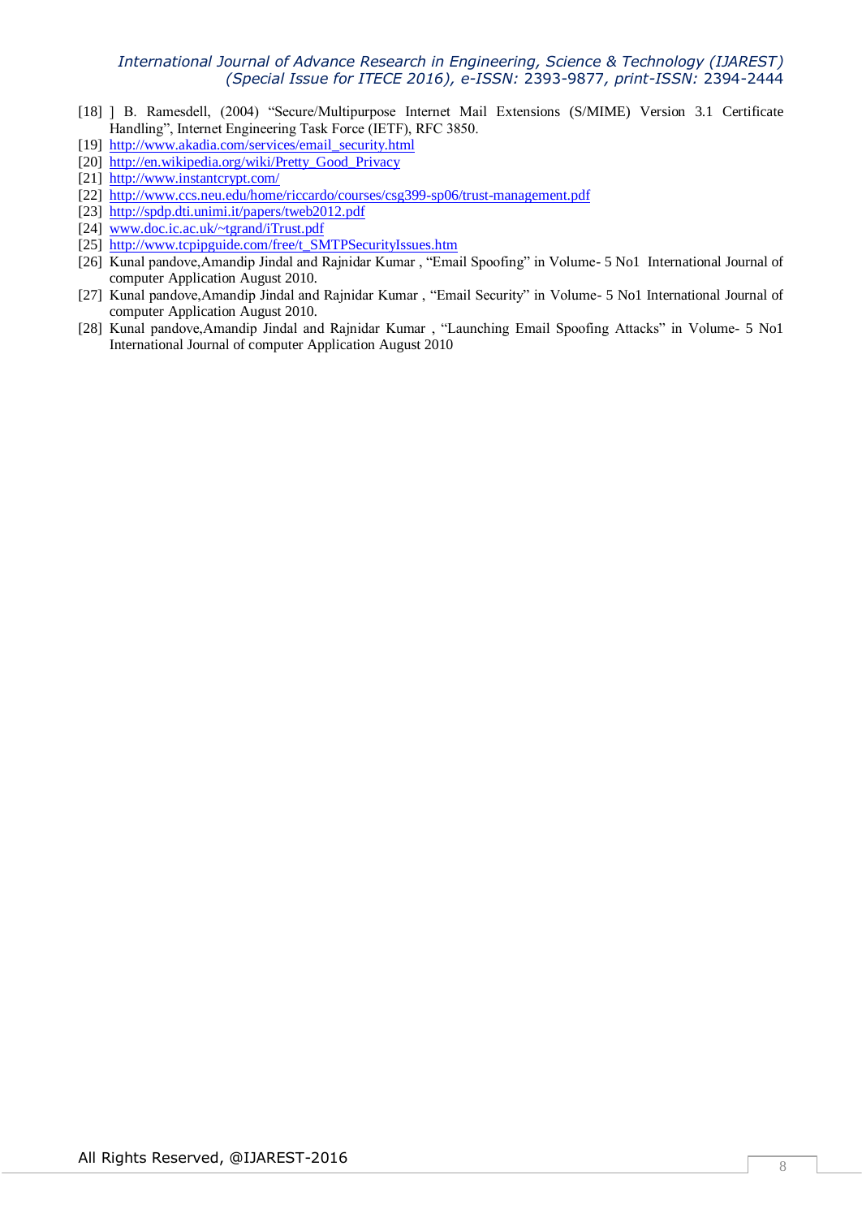[18] ] B. Ramesdell, (2004) "Secure/Multipurpose Internet Mail Extensions (S/MIME) Version 3.1 Certificate Handling", Internet Engineering Task Force (IETF), RFC 3850.

[19] http://www.akadia.com/services/email_security.html

[20] http://en.wikipedia.org/wiki/Pretty_Good_Privacy

[21] http://www.instantcrypt.com/

[22] http://www.ccs.neu.edu/home/riccardo/courses/csg399-sp06/trust-management.pdf

[23] http://spdp.dti.unimi.it/papers/tweb2012.pdf

[24] www.doc.ic.ac.uk/~tgrand/iTrust.pdf

[25] http://www.tcpipguide.com/free/t_SMTPSecurityIssues.htm

[26] Kunal pandove,Amandip Jindal and Rajnidar Kumar , "Email Spoofing" in Volume- 5 No1 International Journal of computer Application August 2010.

[27] Kunal pandove,Amandip Jindal and Rajnidar Kumar , "Email Security" in Volume- 5 No1 International Journal of computer Application August 2010.

[28] Kunal pandove,Amandip Jindal and Rajnidar Kumar , "Launching Email Spoofing Attacks" in Volume- 5 No1 International Journal of computer Application August 2010